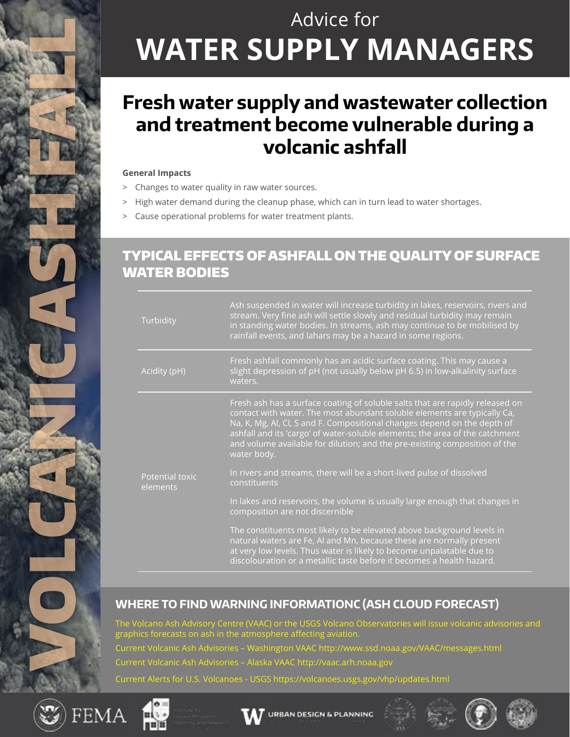VOLCANIC ASHFALL

# Advice for WATER SUPPLY MANAGERS

## Fresh water supply and wastewater collection and treatment become vulnerable during a volcanic ashfall

**General Impacts**

- Changes to water quality in raw water sources.
- High water demand during the cleanup phase, which can in turn lead to water shortages.
- Cause operational problems for water treatment plants.

## TYPICAL EFFECTS OF ASHFALL ON THE QUALITY OF SURFACE WATER BODIES

| | |
|---|---|
| Turbidity | Ash suspended in water will increase turbidity in lakes, reservoirs, rivers and stream. Very fine ash will settle slowly and residual turbidity may remain in standing water bodies. In streams, ash may continue to be mobilised by rainfall events, and lahars may be a hazard in some regions. |
| Acidity (pH) | Fresh ashfall commonly has an acidic surface coating. This may cause a slight depression of pH (not usually below pH 6.5) in low-alkalinity surface waters. |
| Potential toxic elements | Fresh ash has a surface coating of soluble salts that are rapidly released on contact with water. The most abundant soluble elements are typically Ca, Na, K, Mg, Al, Cl, S and F. Compositional changes depend on the depth of ashfall and its 'cargo' of water-soluble elements; the area of the catchment and volume available for dilution; and the pre-existing composition of the water body.<br><br>In rivers and streams, there will be a short-lived pulse of dissolved constituents<br><br>In lakes and reservoirs, the volume is usually large enough that changes in composition are not discernible<br><br>The constituents most likely to be elevated above background levels in natural waters are Fe, Al and Mn, because these are normally present at very low levels. Thus water is likely to become unpalatable due to discolouration or a metallic taste before it becomes a health hazard. |

## WHERE TO FIND WARNING INFORMATIONC (ASH CLOUD FORECAST)

The Volcano Ash Advisory Centre (VAAC) or the USGS Volcano Observatories will issue volcanic advisories and graphics forecasts on ash in the atmosphere affecting aviation.

Current Volcanic Ash Advisories – Washington VAAC http://www.ssd.noaa.gov/VAAC/messages.html

Current Volcanic Ash Advisories – Alaska VAAC http://vaac.arh.noaa.gov

Current Alerts for U.S. Volcanoes - USGS https://volcanoes.usgs.gov/vhp/updates.html

FEMA

URBAN DESIGN & PLANNING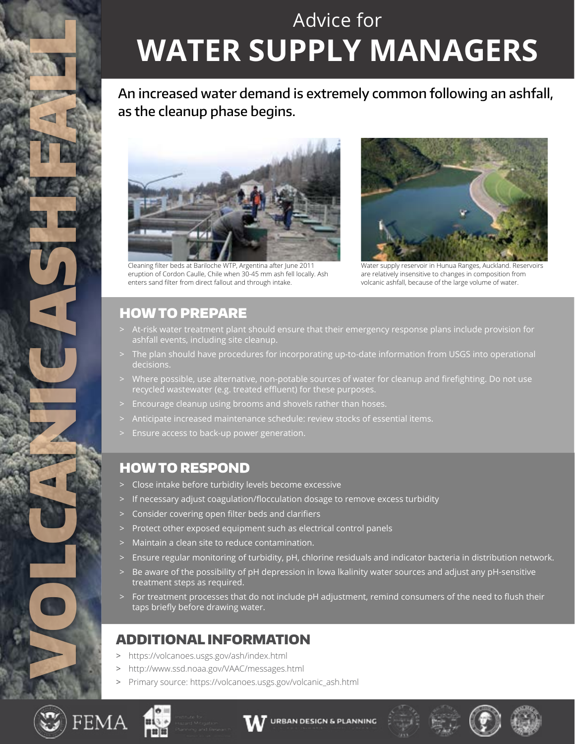# Advice for WATER SUPPLY MANAGERS

VOLCANIC ASHFALL

**An increased water demand is extremely common following an ashfall, as the cleanup phase begins.**

Cleaning filter beds at Bariloche WTP, Argentina after June 2011 eruption of Cordon Caulle, Chile when 30-45 mm ash fell locally. Ash enters sand filter from direct fallout and through intake.

Water supply reservoir in Hunua Ranges, Auckland. Reservoirs are relatively insensitive to changes in composition from volcanic ashfall, because of the large volume of water.

## HOW TO PREPARE

- At-risk water treatment plant should ensure that their emergency response plans include provision for ashfall events, including site cleanup.
- The plan should have procedures for incorporating up-to-date information from USGS into operational decisions.
- Where possible, use alternative, non-potable sources of water for cleanup and firefighting. Do not use recycled wastewater (e.g. treated effluent) for these purposes.
- Encourage cleanup using brooms and shovels rather than hoses.
- Anticipate increased maintenance schedule: review stocks of essential items.
- Ensure access to back-up power generation.

## HOW TO RESPOND

- Close intake before turbidity levels become excessive
- If necessary adjust coagulation/flocculation dosage to remove excess turbidity
- Consider covering open filter beds and clarifiers
- Protect other exposed equipment such as electrical control panels
- Maintain a clean site to reduce contamination.
- Ensure regular monitoring of turbidity, pH, chlorine residuals and indicator bacteria in distribution network.
- Be aware of the possibility of pH depression in lowa lkalinity water sources and adjust any pH-sensitive treatment steps as required.
- For treatment processes that do not include pH adjustment, remind consumers of the need to flush their taps briefly before drawing water.

## ADDITIONAL INFORMATION

- https://volcanoes.usgs.gov/ash/index.html
- http://www.ssd.noaa.gov/VAAC/messages.html
- Primary source: https://volcanoes.usgs.gov/volcanic_ash.html

FEMA | URBAN DESIGN & PLANNING